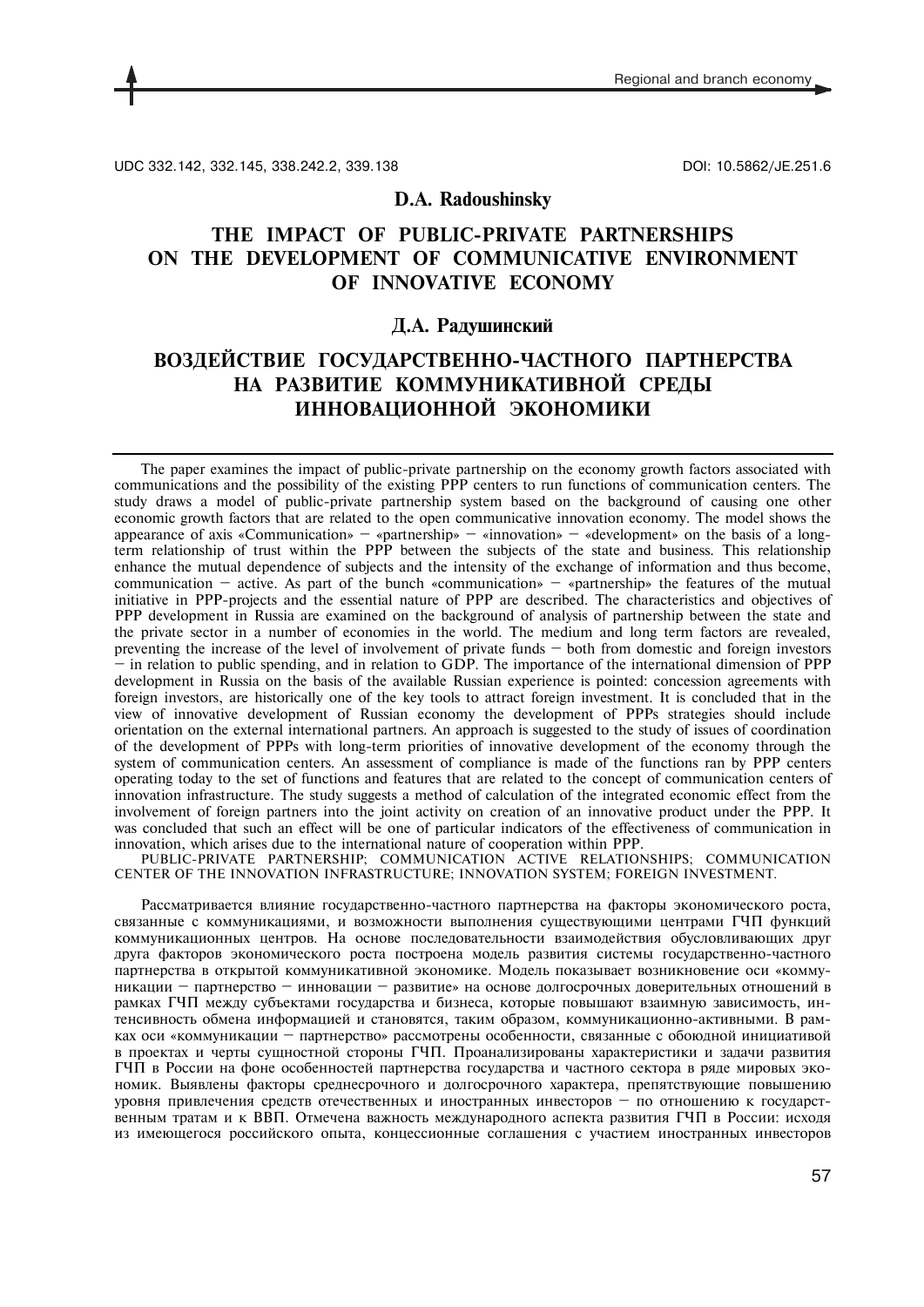UDC 332.142, 332.145, 338.242.2, 339.138 DOI: 10.5862/JE.251.6

**D.A. Radoushinsky**

# THE IMPACT OF PUBLIC-PRIVATE PARTNERSHIPS ON THE DEVELOPMENT OF COMMUNICATIVE ENVIRONMENT OF INNOVATIVE ECONOMY

**Д.А. Радушинский**

# ВОЗДЕЙСТВИЕ ГОСУДАРСТВЕННО-ЧАСТНОГО ПАРТНЕРСТВА НА РАЗВИТИЕ КОММУНИКАТИВНОЙ СРЕДЫ ИННОВАЦИОННОЙ ЭКОНОМИКИ

The paper examines the impact of public-private partnership on the economy growth factors associated with communications and the possibility of the existing PPP centers to run functions of communication centers. The study draws a model of public-private partnership system based on the background of causing one other economic growth factors that are related to the open communicative innovation economy. The model shows the appearance of axis «Communication» – «partnership» – «innovation» – «development» on the basis of a long-term relationship of trust within the PPP between the subjects of the state and business. This relationship enhance the mutual dependence of subjects and the intensity of the exchange of information and thus become, communication – active. As part of the bunch «communication» – «partnership» the features of the mutual initiative in PPP-projects and the essential nature of PPP are described. The characteristics and objectives of PPP development in Russia are examined on the background of analysis of partnership between the state and the private sector in a number of economies in the world. The medium and long term factors are revealed, preventing the increase of the level of involvement of private funds – both from domestic and foreign investors – in relation to public spending, and in relation to GDP. The importance of the international dimension of PPP development in Russia on the basis of the available Russian experience is pointed: concession agreements with foreign investors, are historically one of the key tools to attract foreign investment. It is concluded that in the view of innovative development of Russian economy the development of PPPs strategies should include orientation on the external international partners. An approach is suggested to the study of issues of coordination of the development of PPPs with long-term priorities of innovative development of the economy through the system of communication centers. An assessment of compliance is made of the functions ran by PPP centers operating today to the set of functions and features that are related to the concept of communication centers of innovation infrastructure. The study suggests a method of calculation of the integrated economic effect from the involvement of foreign partners into the joint activity on creation of an innovative product under the PPP. It was concluded that such an effect will be one of particular indicators of the effectiveness of communication in innovation, which arises due to the international nature of cooperation within PPP.

PUBLIC-PRIVATE PARTNERSHIP; COMMUNICATION ACTIVE RELATIONSHIPS; COMMUNICATION CENTER OF THE INNOVATION INFRASTRUCTURE; INNOVATION SYSTEM; FOREIGN INVESTMENT.

Рассматривается влияние государственно-частного партнерства на факторы экономического роста, связанные с коммуникациями, и возможности выполнения существующими центрами ГЧП функций коммуникационных центров. На основе последовательности взаимодействия обусловливающих друг друга факторов экономического роста построена модель развития системы государственно-частного партнерства в открытой коммуникативной экономике. Модель показывает возникновение оси «коммуникации – партнерство – инновации – развитие» на основе долгосрочных доверительных отношений в рамках ГЧП между субъектами государства и бизнеса, которые повышают взаимную зависимость, интенсивность обмена информацией и становятся, таким образом, коммуникационно-активными. В рамках оси «коммуникации – партнерство» рассмотрены особенности, связанные с обоюдной инициативой в проектах и черты сущностной стороны ГЧП. Проанализированы характеристики и задачи развития ГЧП в России на фоне особенностей партнерства государства и частного сектора в ряде мировых экономик. Выявлены факторы среднесрочного и долгосрочного характера, препятствующие повышению уровня привлечения средств отечественных и иностранных инвесторов – по отношению к государственным тратам и к ВВП. Отмечена важность международного аспекта развития ГЧП в России: исходя из имеющегося российского опыта, концессионные соглашения с участием иностранных инвесторов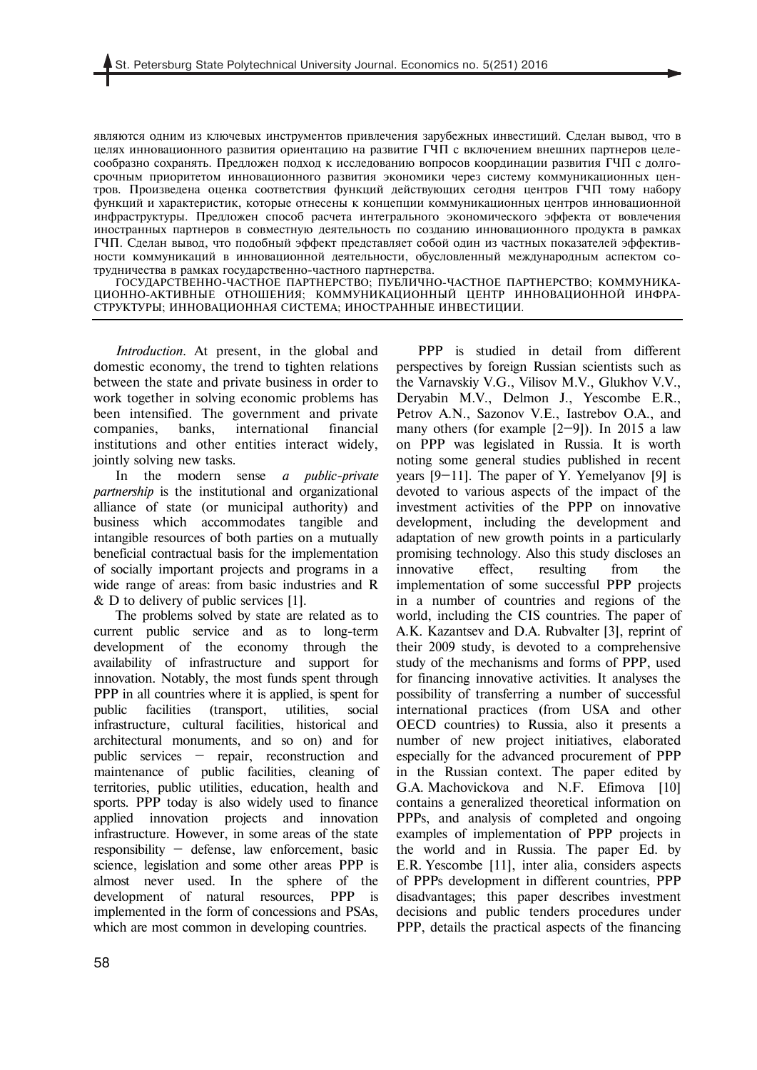являются одним из ключевых инструментов привлечения зарубежных инвестиций. Сделан вывод, что в целях инновационного развития ориентацию на развитие ГЧП с включением внешних партнеров целесообразно сохранять. Предложен подход к исследованию вопросов координации развития ГЧП с долгосрочным приоритетом инновационного развития экономики через систему коммуникационных центров. Произведена оценка соответствия функций действующих сегодня центров ГЧП тому набору функций и характеристик, которые отнесены к концепции коммуникационных центров инновационной инфраструктуры. Предложен способ расчета интегрального экономического эффекта от вовлечения иностранных партнеров в совместную деятельность по созданию инновационного продукта в рамках ГЧП. Сделан вывод, что подобный эффект представляет собой один из частных показателей эффективности коммуникаций в инновационной деятельности, обусловленный международным аспектом сотрудничества в рамках государственно-частного партнерства.

ГОСУДАРСТВЕННО-ЧАСТНОЕ ПАРТНЕРСТВО; ПУБЛИЧНО-ЧАСТНОЕ ПАРТНЕРСТВО; КОММУНИКАЦИОННО-АКТИВНЫЕ ОТНОШЕНИЯ; КОММУНИКАЦИОННЫЙ ЦЕНТР ИННОВАЦИОННОЙ ИНФРАСТРУКТУРЫ; ИННОВАЦИОННАЯ СИСТЕМА; ИНОСТРАННЫЕ ИНВЕСТИЦИИ.

*Introduction.* At present, in the global and domestic economy, the trend to tighten relations between the state and private business in order to work together in solving economic problems has been intensified. The government and private companies, banks, international financial institutions and other entities interact widely, jointly solving new tasks.

In the modern sense *a public-private partnership* is the institutional and organizational alliance of state (or municipal authority) and business which accommodates tangible and intangible resources of both parties on a mutually beneficial contractual basis for the implementation of socially important projects and programs in a wide range of areas: from basic industries and R & D to delivery of public services [1].

The problems solved by state are related as to current public service and as to long-term development of the economy through the availability of infrastructure and support for innovation. Notably, the most funds spent through PPP in all countries where it is applied, is spent for public facilities (transport, utilities, social infrastructure, cultural facilities, historical and architectural monuments, and so on) and for public services – repair, reconstruction and maintenance of public facilities, cleaning of territories, public utilities, education, health and sports. PPP today is also widely used to finance applied innovation projects and innovation infrastructure. However, in some areas of the state responsibility – defense, law enforcement, basic science, legislation and some other areas PPP is almost never used. In the sphere of the development of natural resources, PPP is implemented in the form of concessions and PSAs, which are most common in developing countries.

PPP is studied in detail from different perspectives by foreign Russian scientists such as the Varnavskiy V.G., Vilisov M.V., Glukhov V.V., Deryabin M.V., Delmon J., Yescombe E.R., Petrov A.N., Sazonov V.E., Iastrebov O.A., and many others (for example [2–9]). In 2015 a law on PPP was legislated in Russia. It is worth noting some general studies published in recent years [9–11]. The paper of Y. Yemelyanov [9] is devoted to various aspects of the impact of the investment activities of the PPP on innovative development, including the development and adaptation of new growth points in a particularly promising technology. Also this study discloses an innovative effect, resulting from the implementation of some successful PPP projects in a number of countries and regions of the world, including the CIS countries. The paper of A.K. Kazantsev and D.A. Rubvalter [3], reprint of their 2009 study, is devoted to a comprehensive study of the mechanisms and forms of PPP, used for financing innovative activities. It analyses the possibility of transferring a number of successful international practices (from USA and other OECD countries) to Russia, also it presents a number of new project initiatives, elaborated especially for the advanced procurement of PPP in the Russian context. The paper edited by G.A. Machovickova and N.F. Efimova [10] contains a generalized theoretical information on PPPs, and analysis of completed and ongoing examples of implementation of PPP projects in the world and in Russia. The paper Ed. by E.R. Yescombe [11], inter alia, considers aspects of PPPs development in different countries, PPP disadvantages; this paper describes investment decisions and public tenders procedures under PPP, details the practical aspects of the financing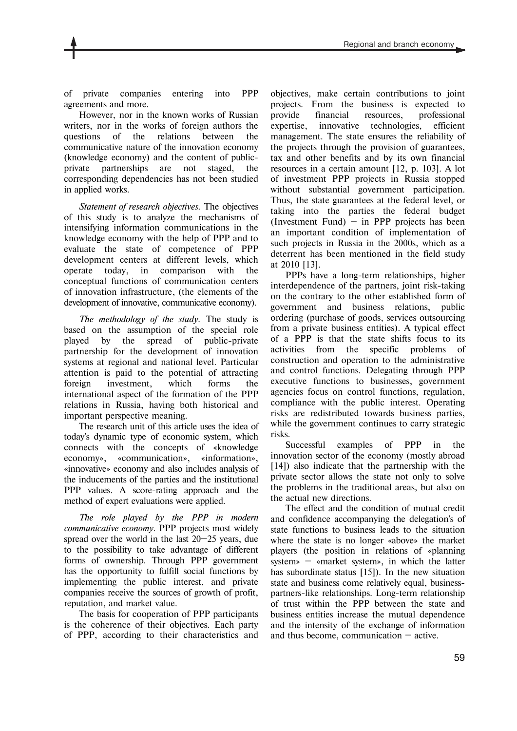of private companies entering into PPP agreements and more.

However, nor in the known works of Russian writers, nor in the works of foreign authors the questions of the relations between the communicative nature of the innovation economy (knowledge economy) and the content of public-private partnerships are not staged, the corresponding dependencies has not been studied in applied works.

*Statement of research objectives.* The objectives of this study is to analyze the mechanisms of intensifying information communications in the knowledge economy with the help of PPP and to evaluate the state of competence of PPP development centers at different levels, which operate today, in comparison with the conceptual functions of communication centers of innovation infrastructure, (the elements of the development of innovative, communicative economy).

*The methodology of the study.* The study is based on the assumption of the special role played by the spread of public-private partnership for the development of innovation systems at regional and national level. Particular attention is paid to the potential of attracting foreign investment, which forms the international aspect of the formation of the PPP relations in Russia, having both historical and important perspective meaning.

The research unit of this article uses the idea of today's dynamic type of economic system, which connects with the concepts of «knowledge economy», «communication», «information», «innovative» economy and also includes analysis of the inducements of the parties and the institutional PPP values. A score-rating approach and the method of expert evaluations were applied.

*The role played by the PPP in modern communicative economy.* PPP projects most widely spread over the world in the last 20–25 years, due to the possibility to take advantage of different forms of ownership. Through PPP government has the opportunity to fulfill social functions by implementing the public interest, and private companies receive the sources of growth of profit, reputation, and market value.

The basis for cooperation of PPP participants is the coherence of their objectives. Each party of PPP, according to their characteristics and objectives, make certain contributions to joint projects. From the business is expected to provide financial resources, professional expertise, innovative technologies, efficient management. The state ensures the reliability of the projects through the provision of guarantees, tax and other benefits and by its own financial resources in a certain amount [12, p. 103]. A lot of investment PPP projects in Russia stopped without substantial government participation. Thus, the state guarantees at the federal level, or taking into the parties the federal budget (Investment Fund) – in PPP projects has been an important condition of implementation of such projects in Russia in the 2000s, which as a deterrent has been mentioned in the field study at 2010 [13].

PPPs have a long-term relationships, higher interdependence of the partners, joint risk-taking on the contrary to the other established form of government and business relations, public ordering (purchase of goods, services outsourcing from a private business entities). A typical effect of a PPP is that the state shifts focus to its activities from the specific problems of construction and operation to the administrative and control functions. Delegating through PPP executive functions to businesses, government agencies focus on control functions, regulation, compliance with the public interest. Operating risks are redistributed towards business parties, while the government continues to carry strategic risks.

Successful examples of PPP in the innovation sector of the economy (mostly abroad [14]) also indicate that the partnership with the private sector allows the state not only to solve the problems in the traditional areas, but also on the actual new directions.

The effect and the condition of mutual credit and confidence accompanying the delegation's of state functions to business leads to the situation where the state is no longer «above» the market players (the position in relations of «planning system» – «market system», in which the latter has subordinate status [15]). In the new situation state and business come relatively equal, business-partners-like relationships. Long-term relationship of trust within the PPP between the state and business entities increase the mutual dependence and the intensity of the exchange of information and thus become, communication – active.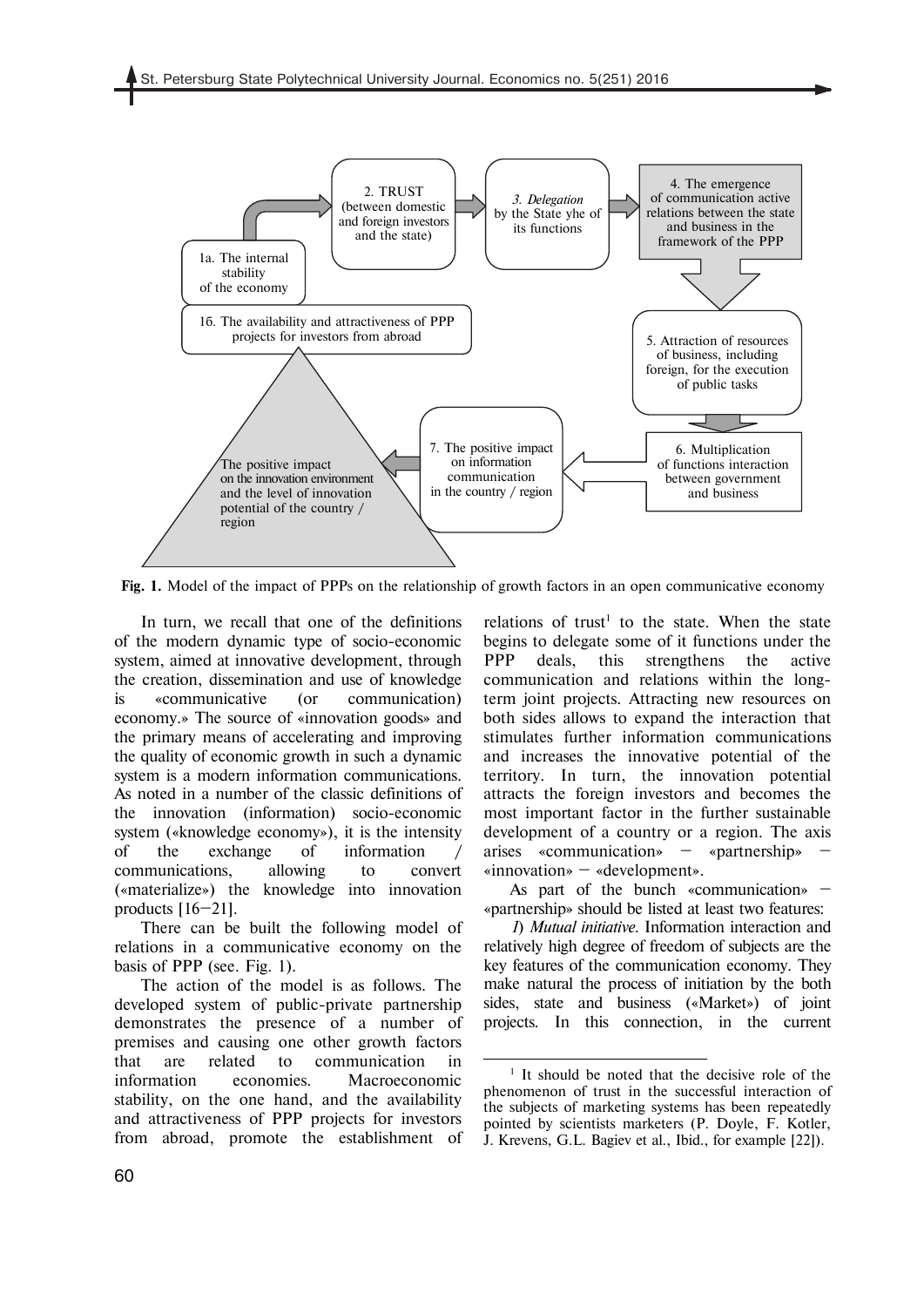Fig. 1. Model of the impact of PPPs on the relationship of growth factors in an open communicative economy

In turn, we recall that one of the definitions of the modern dynamic type of socio-economic system, aimed at innovative development, through the creation, dissemination and use of knowledge is «communicative (or communication) economy.» The source of «innovation goods» and the primary means of accelerating and improving the quality of economic growth in such a dynamic system is a modern information communications. As noted in a number of the classic definitions of the innovation (information) socio-economic system («knowledge economy»), it is the intensity of the exchange of information / communications, allowing to convert («materialize») the knowledge into innovation products [16–21].

There can be built the following model of relations in a communicative economy on the basis of PPP (see. Fig. 1).

The action of the model is as follows. The developed system of public-private partnership demonstrates the presence of a number of premises and causing one other growth factors that are related to communication in information economies. Macroeconomic stability, on the one hand, and the availability and attractiveness of PPP projects for investors from abroad, promote the establishment of relations of trust[1] to the state. When the state begins to delegate some of it functions under the PPP deals, this strengthens the active communication and relations within the long-term joint projects. Attracting new resources on both sides allows to expand the interaction that stimulates further information communications and increases the innovative potential of the territory. In turn, the innovation potential attracts the foreign investors and becomes the most important factor in the further sustainable development of a country or a region. The axis arises «communication» – «partnership» – «innovation» – «development».

As part of the bunch «communication» – «partnership» should be listed at least two features:

*1*) *Mutual initiative*. Information interaction and relatively high degree of freedom of subjects are the key features of the communication economy. They make natural the process of initiation by the both sides, state and business («Market») of joint projects. In this connection, in the current

[1] It should be noted that the decisive role of the phenomenon of trust in the successful interaction of the subjects of marketing systems has been repeatedly pointed by scientists marketers (P. Doyle, F. Kotler, J. Krevens, G.L. Bagiev et al., Ibid., for example [22]).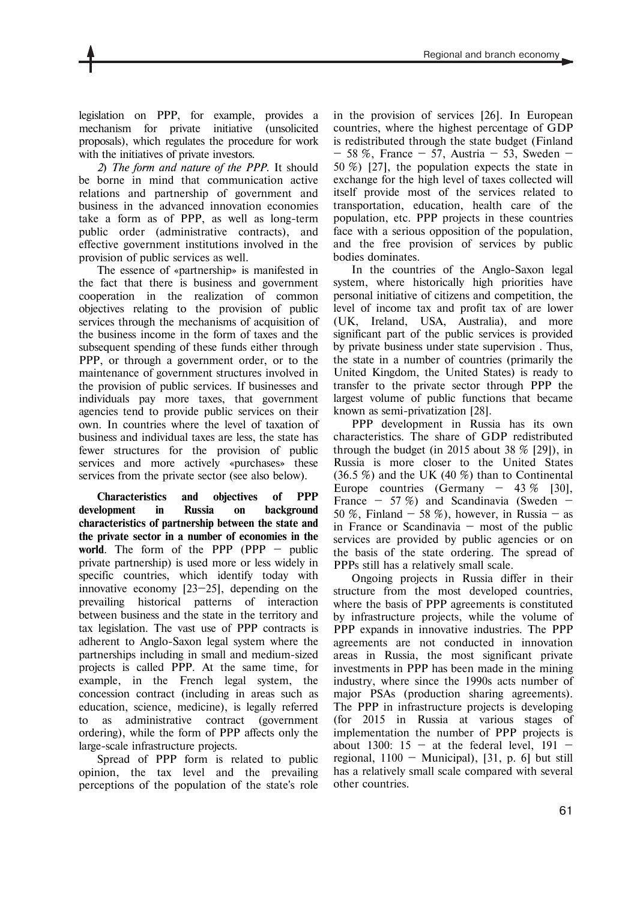legislation on PPP, for example, provides a mechanism for private initiative (unsolicited proposals), which regulates the procedure for work with the initiatives of private investors.

*2) The form and nature of the PPP.* It should be borne in mind that communication active relations and partnership of government and business in the advanced innovation economies take a form as of PPP, as well as long-term public order (administrative contracts), and effective government institutions involved in the provision of public services as well.

The essence of «partnership» is manifested in the fact that there is business and government cooperation in the realization of common objectives relating to the provision of public services through the mechanisms of acquisition of the business income in the form of taxes and the subsequent spending of these funds either through PPP, or through a government order, or to the maintenance of government structures involved in the provision of public services. If businesses and individuals pay more taxes, that government agencies tend to provide public services on their own. In countries where the level of taxation of business and individual taxes are less, the state has fewer structures for the provision of public services and more actively «purchases» these services from the private sector (see also below).

**Characteristics and objectives of PPP development in Russia on background characteristics of partnership between the state and the private sector in a number of economies in the world**. The form of the PPP (PPP — public private partnership) is used more or less widely in specific countries, which identify today with innovative economy [23—25], depending on the prevailing historical patterns of interaction between business and the state in the territory and tax legislation. The vast use of PPP contracts is adherent to Anglo-Saxon legal system where the partnerships including in small and medium-sized projects is called PPP. At the same time, for example, in the French legal system, the concession contract (including in areas such as education, science, medicine), is legally referred to as administrative contract (government ordering), while the form of PPP affects only the large-scale infrastructure projects.

Spread of PPP form is related to public opinion, the tax level and the prevailing perceptions of the population of the state's role in the provision of services [26]. In European countries, where the highest percentage of GDP is redistributed through the state budget (Finland — 58 %, France — 57, Austria — 53, Sweden — 50 %) [27], the population expects the state in exchange for the high level of taxes collected will itself provide most of the services related to transportation, education, health care of the population, etc. PPP projects in these countries face with a serious opposition of the population, and the free provision of services by public bodies dominates.

In the countries of the Anglo-Saxon legal system, where historically high priorities have personal initiative of citizens and competition, the level of income tax and profit tax of are lower (UK, Ireland, USA, Australia), and more significant part of the public services is provided by private business under state supervision . Thus, the state in a number of countries (primarily the United Kingdom, the United States) is ready to transfer to the private sector through PPP the largest volume of public functions that became known as semi-privatization [28].

PPP development in Russia has its own characteristics. The share of GDP redistributed through the budget (in 2015 about 38 % [29]), in Russia is more closer to the United States (36.5 %) and the UK (40 %) than to Continental Europe countries (Germany — 43 % [30], France — 57 %) and Scandinavia (Sweden — 50 %, Finland — 58 %), however, in Russia — as in France or Scandinavia — most of the public services are provided by public agencies or on the basis of the state ordering. The spread of PPPs still has a relatively small scale.

Ongoing projects in Russia differ in their structure from the most developed countries, where the basis of PPP agreements is constituted by infrastructure projects, while the volume of PPP expands in innovative industries. The PPP agreements are not conducted in innovation areas in Russia, the most significant private investments in PPP has been made in the mining industry, where since the 1990s acts number of major PSAs (production sharing agreements). The PPP in infrastructure projects is developing (for 2015 in Russia at various stages of implementation the number of PPP projects is about 1300: 15 — at the federal level, 191 — regional, 1100 — Municipal), [31, p. 6] but still has a relatively small scale compared with several other countries.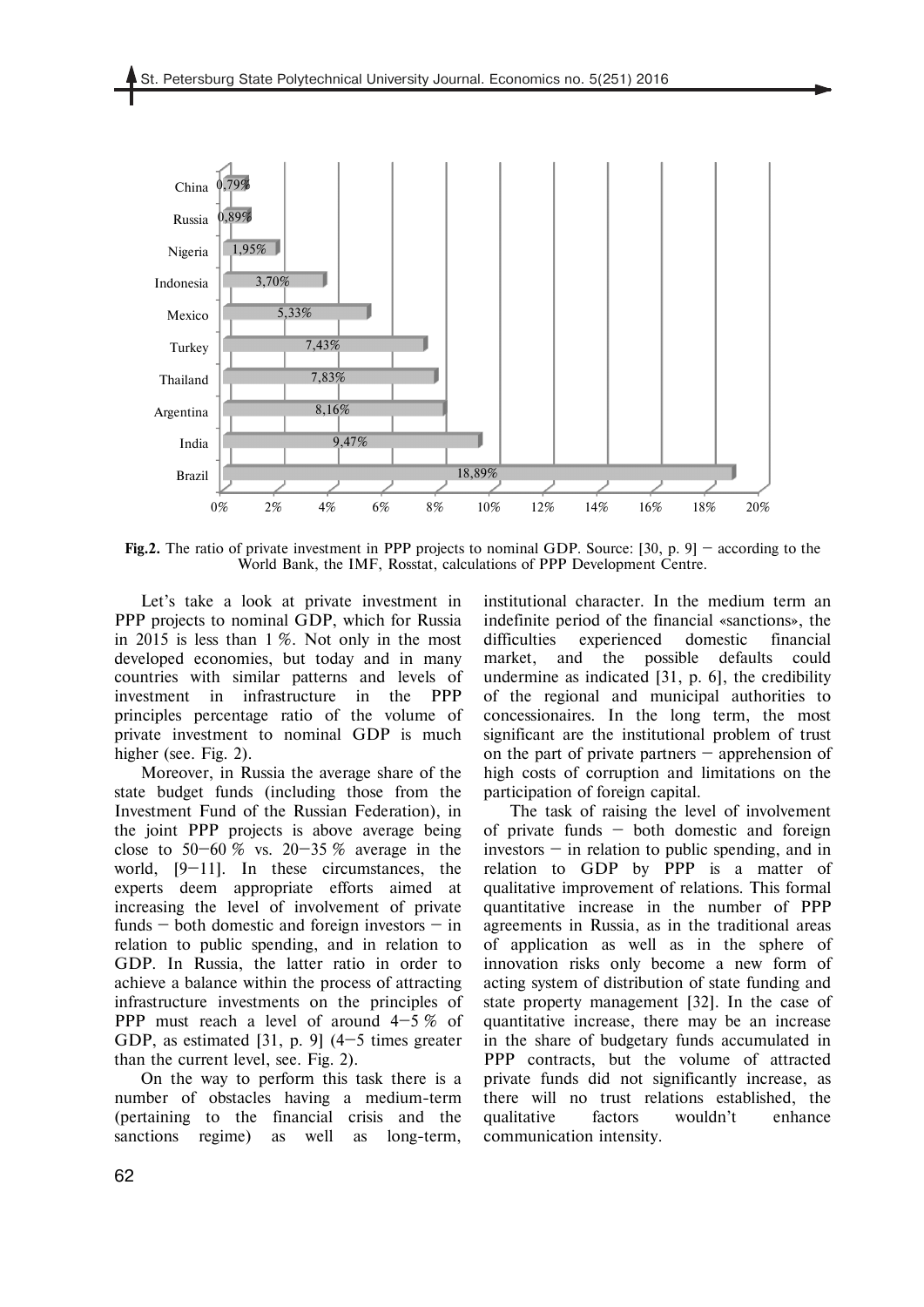| Country | Ratio |
|---|---|
| China | 0,79% |
| Russia | 0,89% |
| Nigeria | 1,95% |
| Indonesia | 3,70% |
| Mexico | 5,33% |
| Turkey | 7,43% |
| Thailand | 7,83% |
| Argentina | 8,16% |
| India | 9,47% |
| Brazil | 18,89% |

**Fig.2.** The ratio of private investment in PPP projects to nominal GDP. Source: [30, p. 9] – according to the World Bank, the IMF, Rosstat, calculations of PPP Development Centre.

Let's take a look at private investment in PPP projects to nominal GDP, which for Russia in 2015 is less than 1 %. Not only in the most developed economies, but today and in many countries with similar patterns and levels of investment in infrastructure in the PPP principles percentage ratio of the volume of private investment to nominal GDP is much higher (see. Fig. 2).

Moreover, in Russia the average share of the state budget funds (including those from the Investment Fund of the Russian Federation), in the joint PPP projects is above average being close to 50–60 % vs. 20–35 % average in the world, [9–11]. In these circumstances, the experts deem appropriate efforts aimed at increasing the level of involvement of private funds – both domestic and foreign investors – in relation to public spending, and in relation to GDP. In Russia, the latter ratio in order to achieve a balance within the process of attracting infrastructure investments on the principles of PPP must reach a level of around 4–5 % of GDP, as estimated [31, p. 9] (4–5 times greater than the current level, see. Fig. 2).

On the way to perform this task there is a number of obstacles having a medium-term (pertaining to the financial crisis and the sanctions regime) as well as long-term, institutional character. In the medium term an indefinite period of the financial «sanctions», the difficulties experienced domestic financial market, and the possible defaults could undermine as indicated [31, p. 6], the credibility of the regional and municipal authorities to concessionaires. In the long term, the most significant are the institutional problem of trust on the part of private partners – apprehension of high costs of corruption and limitations on the participation of foreign capital.

The task of raising the level of involvement of private funds – both domestic and foreign investors – in relation to public spending, and in relation to GDP by PPP is a matter of qualitative improvement of relations. This formal quantitative increase in the number of PPP agreements in Russia, as in the traditional areas of application as well as in the sphere of innovation risks only become a new form of acting system of distribution of state funding and state property management [32]. In the case of quantitative increase, there may be an increase in the share of budgetary funds accumulated in PPP contracts, but the volume of attracted private funds did not significantly increase, as there will no trust relations established, the qualitative factors wouldn't enhance communication intensity.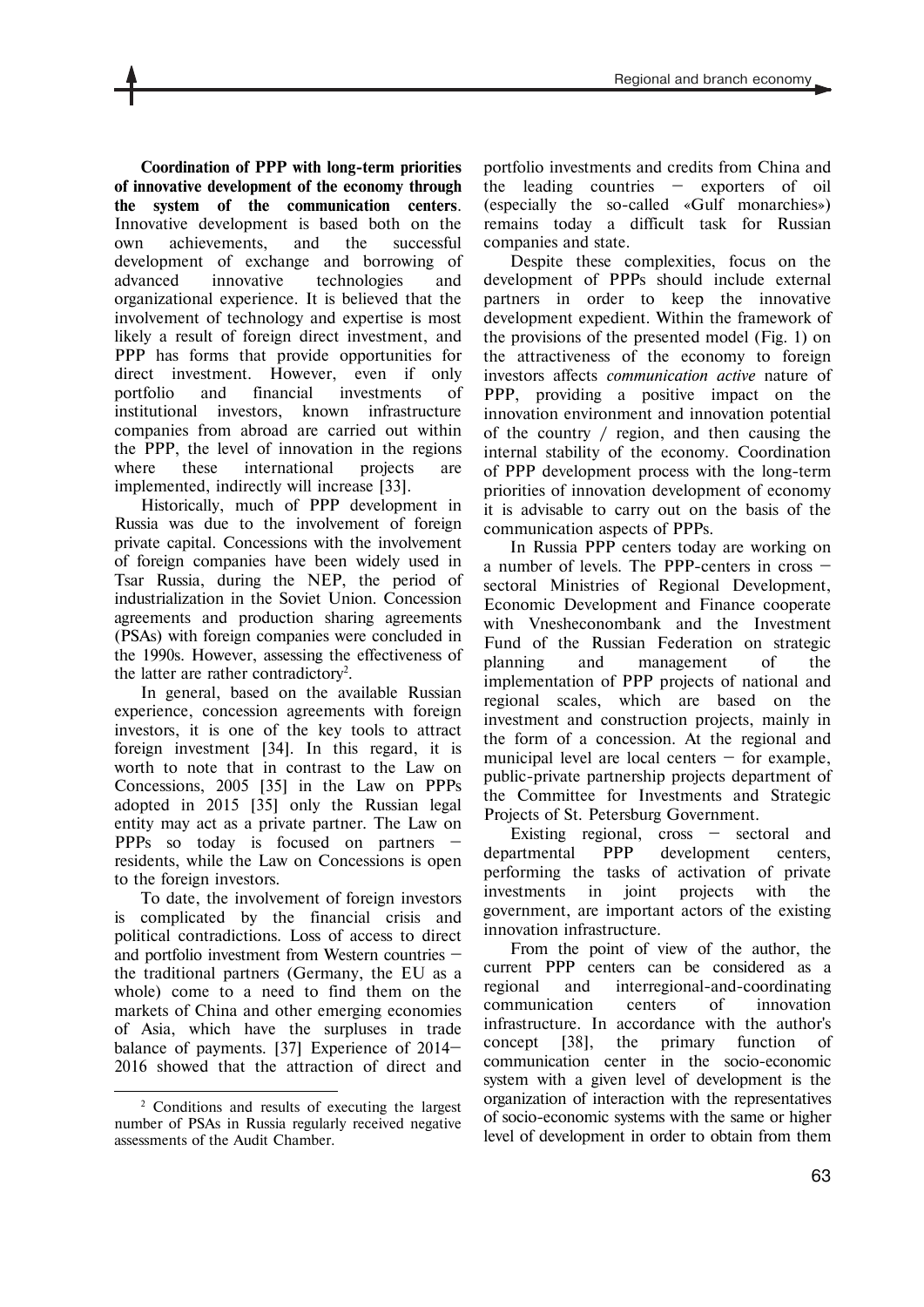**Coordination of PPP with long-term priorities of innovative development of the economy through the system of the communication centers**. Innovative development is based both on the own achievements, and the successful development of exchange and borrowing of advanced innovative technologies and organizational experience. It is believed that the involvement of technology and expertise is most likely a result of foreign direct investment, and PPP has forms that provide opportunities for direct investment. However, even if only portfolio and financial investments of institutional investors, known infrastructure companies from abroad are carried out within the PPP, the level of innovation in the regions where these international projects are implemented, indirectly will increase [33].

Historically, much of PPP development in Russia was due to the involvement of foreign private capital. Concessions with the involvement of foreign companies have been widely used in Tsar Russia, during the NEP, the period of industrialization in the Soviet Union. Concession agreements and production sharing agreements (PSAs) with foreign companies were concluded in the 1990s. However, assessing the effectiveness of the latter are rather contradictory[2].

In general, based on the available Russian experience, concession agreements with foreign investors, it is one of the key tools to attract foreign investment [34]. In this regard, it is worth to note that in contrast to the Law on Concessions, 2005 [35] in the Law on PPPs adopted in 2015 [35] only the Russian legal entity may act as a private partner. The Law on PPPs so today is focused on partners – residents, while the Law on Concessions is open to the foreign investors.

To date, the involvement of foreign investors is complicated by the financial crisis and political contradictions. Loss of access to direct and portfolio investment from Western countries – the traditional partners (Germany, the EU as a whole) come to a need to find them on the markets of China and other emerging economies of Asia, which have the surpluses in trade balance of payments. [37] Experience of 2014–2016 showed that the attraction of direct and portfolio investments and credits from China and the leading countries – exporters of oil (especially the so-called «Gulf monarchies») remains today a difficult task for Russian companies and state.

Despite these complexities, focus on the development of PPPs should include external partners in order to keep the innovative development expedient. Within the framework of the provisions of the presented model (Fig. 1) on the attractiveness of the economy to foreign investors affects *communication active* nature of PPP, providing a positive impact on the innovation environment and innovation potential of the country / region, and then causing the internal stability of the economy. Coordination of PPP development process with the long-term priorities of innovation development of economy it is advisable to carry out on the basis of the communication aspects of PPPs.

In Russia PPP centers today are working on a number of levels. The PPP-centers in cross – sectoral Ministries of Regional Development, Economic Development and Finance cooperate with Vnesheconombank and the Investment Fund of the Russian Federation on strategic planning and management of the implementation of PPP projects of national and regional scales, which are based on the investment and construction projects, mainly in the form of a concession. At the regional and municipal level are local centers – for example, public-private partnership projects department of the Committee for Investments and Strategic Projects of St. Petersburg Government.

Existing regional, cross – sectoral and departmental PPP development centers, performing the tasks of activation of private investments in joint projects with the government, are important actors of the existing innovation infrastructure.

From the point of view of the author, the current PPP centers can be considered as a regional and interregional-and-coordinating communication centers of innovation infrastructure. In accordance with the author's concept [38], the primary function of communication center in the socio-economic system with a given level of development is the organization of interaction with the representatives of socio-economic systems with the same or higher level of development in order to obtain from them

---

[2] Conditions and results of executing the largest number of PSAs in Russia regularly received negative assessments of the Audit Chamber.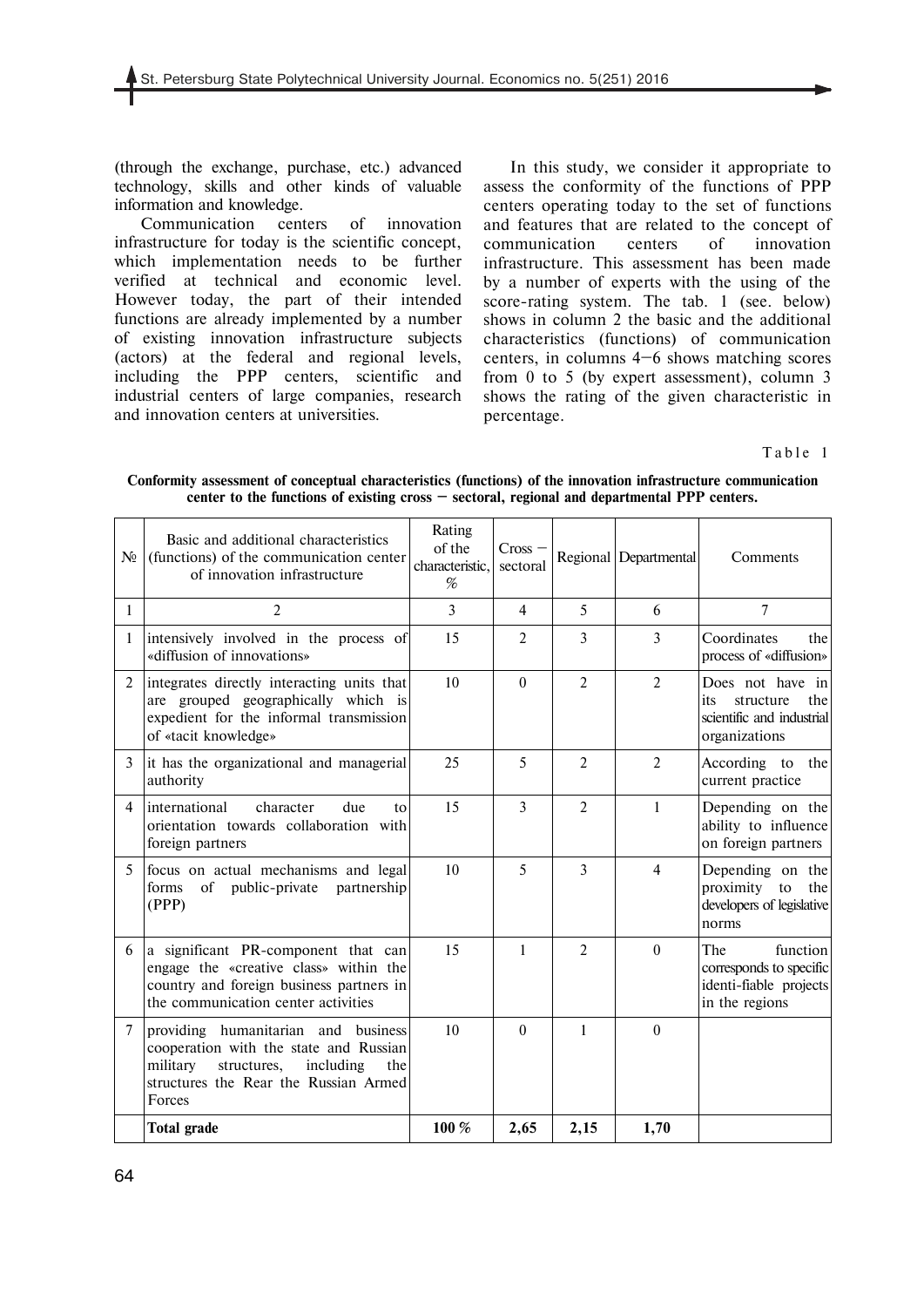(through the exchange, purchase, etc.) advanced technology, skills and other kinds of valuable information and knowledge.

Communication centers of innovation infrastructure for today is the scientific concept, which implementation needs to be further verified at technical and economic level. However today, the part of their intended functions are already implemented by a number of existing innovation infrastructure subjects (actors) at the federal and regional levels, including the PPP centers, scientific and industrial centers of large companies, research and innovation centers at universities.

In this study, we consider it appropriate to assess the conformity of the functions of PPP centers operating today to the set of functions and features that are related to the concept of communication centers of innovation infrastructure. This assessment has been made by a number of experts with the using of the score-rating system. The tab. 1 (see. below) shows in column 2 the basic and the additional characteristics (functions) of communication centers, in columns 4–6 shows matching scores from 0 to 5 (by expert assessment), column 3 shows the rating of the given characteristic in percentage.

Table 1

**Conformity assessment of conceptual characteristics (functions) of the innovation infrastructure communication center to the functions of existing cross – sectoral, regional and departmental PPP centers.**

| № | Basic and additional characteristics (functions) of the communication center of innovation infrastructure | Rating of the characteristic, % | Cross – sectoral | Regional | Departmental | Comments |
|---|---|---|---|---|---|---|
| 1 | 2 | 3 | 4 | 5 | 6 | 7 |
| 1 | intensively involved in the process of «diffusion of innovations» | 15 | 2 | 3 | 3 | Coordinates the process of «diffusion» |
| 2 | integrates directly interacting units that are grouped geographically which is expedient for the informal transmission of «tacit knowledge» | 10 | 0 | 2 | 2 | Does not have in its structure the scientific and industrial organizations |
| 3 | it has the organizational and managerial authority | 25 | 5 | 2 | 2 | According to the current practice |
| 4 | international character due to orientation towards collaboration with foreign partners | 15 | 3 | 2 | 1 | Depending on the ability to influence on foreign partners |
| 5 | focus on actual mechanisms and legal forms of public-private partnership (PPP) | 10 | 5 | 3 | 4 | Depending on the proximity to the developers of legislative norms |
| 6 | a significant PR-component that can engage the «creative class» within the country and foreign business partners in the communication center activities | 15 | 1 | 2 | 0 | The function corresponds to specific identi-fiable projects in the regions |
| 7 | providing humanitarian and business cooperation with the state and Russian military structures, including the structures the Rear the Russian Armed Forces | 10 | 0 | 1 | 0 | |
| | **Total grade** | **100 %** | **2,65** | **2,15** | **1,70** | |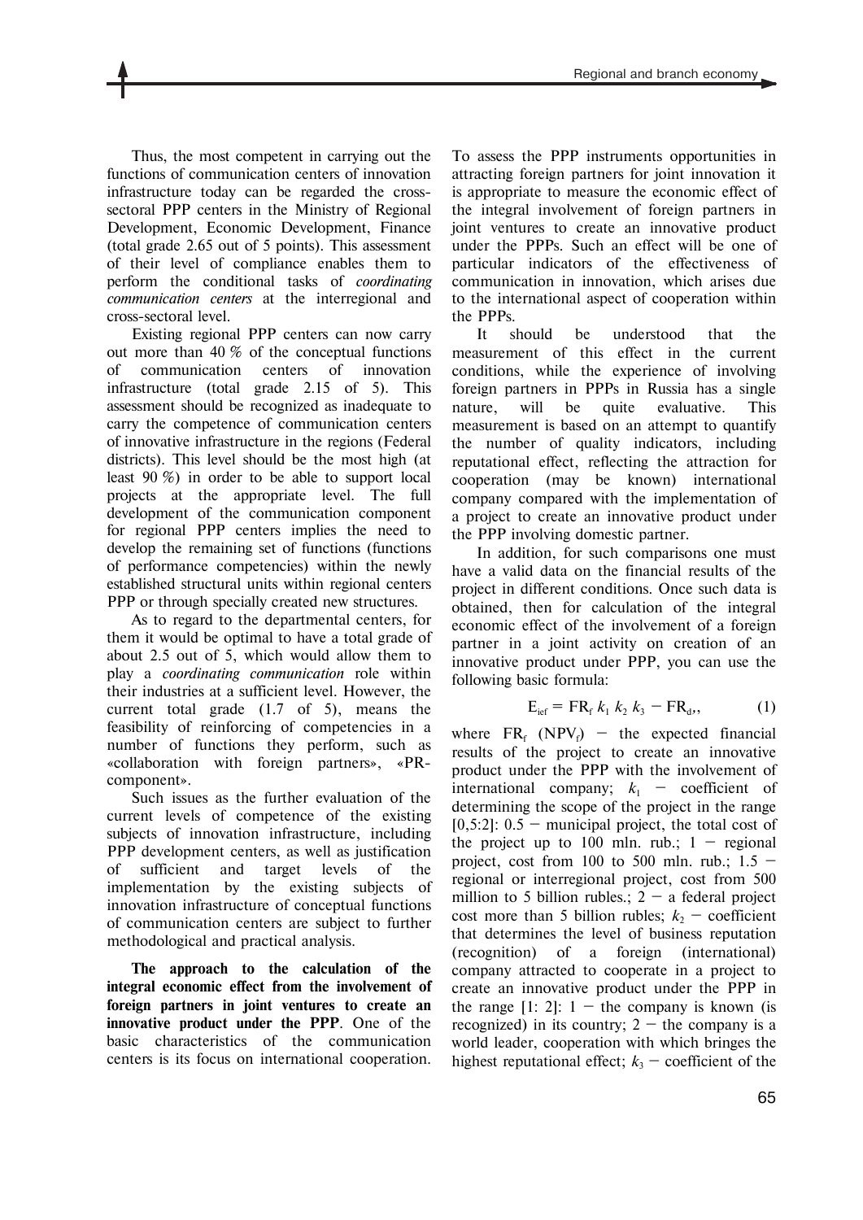Thus, the most competent in carrying out the functions of communication centers of innovation infrastructure today can be regarded the cross-sectoral PPP centers in the Ministry of Regional Development, Economic Development, Finance (total grade 2.65 out of 5 points). This assessment of their level of compliance enables them to perform the conditional tasks of *coordinating communication centers* at the interregional and cross-sectoral level.

Existing regional PPP centers can now carry out more than 40 % of the conceptual functions of communication centers of innovation infrastructure (total grade 2.15 of 5). This assessment should be recognized as inadequate to carry the competence of communication centers of innovative infrastructure in the regions (Federal districts). This level should be the most high (at least 90 %) in order to be able to support local projects at the appropriate level. The full development of the communication component for regional PPP centers implies the need to develop the remaining set of functions (functions of performance competencies) within the newly established structural units within regional centers PPP or through specially created new structures.

As to regard to the departmental centers, for them it would be optimal to have a total grade of about 2.5 out of 5, which would allow them to play a *coordinating communication* role within their industries at a sufficient level. However, the current total grade (1.7 of 5), means the feasibility of reinforcing of competencies in a number of functions they perform, such as «collaboration with foreign partners», «PR-component».

Such issues as the further evaluation of the current levels of competence of the existing subjects of innovation infrastructure, including PPP development centers, as well as justification of sufficient and target levels of the implementation by the existing subjects of innovation infrastructure of conceptual functions of communication centers are subject to further methodological and practical analysis.

**The approach to the calculation of the integral economic effect from the involvement of foreign partners in joint ventures to create an innovative product under the PPP**. One of the basic characteristics of the communication centers is its focus on international cooperation. To assess the PPP instruments opportunities in attracting foreign partners for joint innovation it is appropriate to measure the economic effect of the integral involvement of foreign partners in joint ventures to create an innovative product under the PPPs. Such an effect will be one of particular indicators of the effectiveness of communication in innovation, which arises due to the international aspect of cooperation within the PPPs.

It should be understood that the measurement of this effect in the current conditions, while the experience of involving foreign partners in PPPs in Russia has a single nature, will be quite evaluative. This measurement is based on an attempt to quantify the number of quality indicators, including reputational effect, reflecting the attraction for cooperation (may be known) international company compared with the implementation of a project to create an innovative product under the PPP involving domestic partner.

In addition, for such comparisons one must have a valid data on the financial results of the project in different conditions. Once such data is obtained, then for calculation of the integral economic effect of the involvement of a foreign partner in a joint activity on creation of an innovative product under PPP, you can use the following basic formula:

$$E_{ief} = FR_f\, k_1\, k_2\, k_3 - FR_d, \qquad (1)$$

where $FR_f$ ($NPV_f$) – the expected financial results of the project to create an innovative product under the PPP with the involvement of international company; $k_1$ – coefficient of determining the scope of the project in the range [0,5:2]: 0.5 – municipal project, the total cost of the project up to 100 mln. rub.; 1 – regional project, cost from 100 to 500 mln. rub.; 1.5 – regional or interregional project, cost from 500 million to 5 billion rubles.; 2 – a federal project cost more than 5 billion rubles; $k_2$ – coefficient that determines the level of business reputation (recognition) of a foreign (international) company attracted to cooperate in a project to create an innovative product under the PPP in the range [1: 2]: 1 – the company is known (is recognized) in its country; 2 – the company is a world leader, cooperation with which bringes the highest reputational effect; $k_3$ – coefficient of the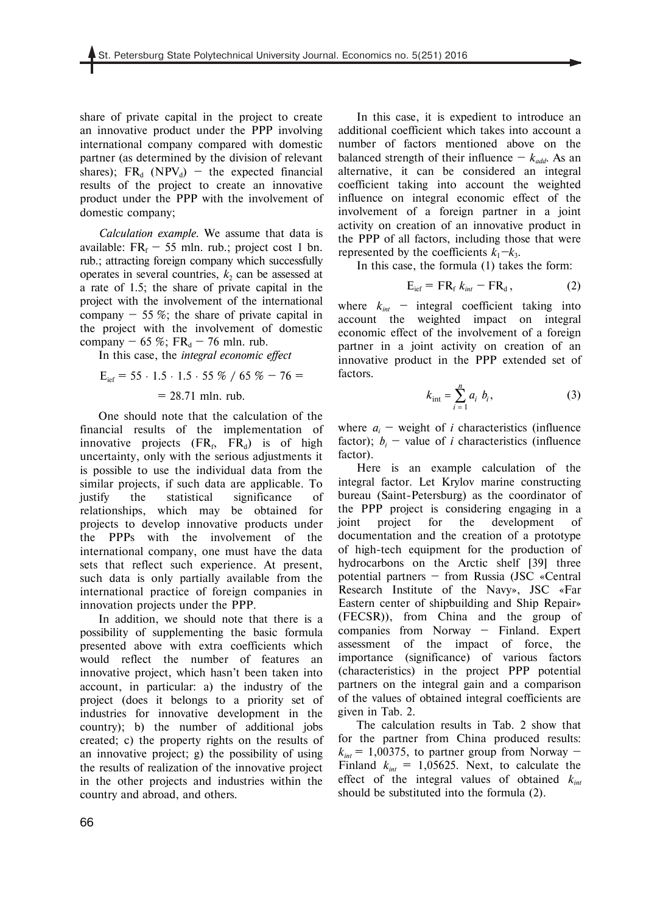share of private capital in the project to create an innovative product under the PPP involving international company compared with domestic partner (as determined by the division of relevant shares); $FR_d$ ($NPV_d$) – the expected financial results of the project to create an innovative product under the PPP with the involvement of domestic company;

*Calculation example.* We assume that data is available: $FR_f$ – 55 mln. rub.; project cost 1 bn. rub.; attracting foreign company which successfully operates in several countries, $k_2$ can be assessed at a rate of 1.5; the share of private capital in the project with the involvement of the international company – 55 %; the share of private capital in the project with the involvement of domestic company – 65 %; $FR_d$ – 76 mln. rub.

In this case, the *integral economic effect*

$$E_{ief} = 55 \cdot 1.5 \cdot 1.5 \cdot 55\,\% \;/\; 65\,\% - 76 = 28.71 \text{ mln. rub.}$$

One should note that the calculation of the financial results of the implementation of innovative projects ($FR_f$, $FR_d$) is of high uncertainty, only with the serious adjustments it is possible to use the individual data from the similar projects, if such data are applicable. To justify the statistical significance of relationships, which may be obtained for projects to develop innovative products under the PPPs with the involvement of the international company, one must have the data sets that reflect such experience. At present, such data is only partially available from the international practice of foreign companies in innovation projects under the PPP.

In addition, we should note that there is a possibility of supplementing the basic formula presented above with extra coefficients which would reflect the number of features an innovative project, which hasn't been taken into account, in particular: a) the industry of the project (does it belongs to a priority set of industries for innovative development in the country); b) the number of additional jobs created; c) the property rights on the results of an innovative project; g) the possibility of using the results of realization of the innovative project in the other projects and industries within the country and abroad, and others.

In this case, it is expedient to introduce an additional coefficient which takes into account a number of factors mentioned above on the balanced strength of their influence – $k_{add}$. As an alternative, it can be considered an integral coefficient taking into account the weighted influence on integral economic effect of the involvement of a foreign partner in a joint activity on creation of an innovative product in the PPP of all factors, including those that were represented by the coefficients $k_1$–$k_3$.

In this case, the formula (1) takes the form:

$$E_{ief} = FR_f\, k_{int} - FR_d\,, \tag{2}$$

where $k_{int}$ – integral coefficient taking into account the weighted impact on integral economic effect of the involvement of a foreign partner in a joint activity on creation of an innovative product in the PPP extended set of factors.

$$k_{int} = \sum_{i=1}^{n} a_i\, b_i, \tag{3}$$

where $a_i$ – weight of $i$ characteristics (influence factor); $b_i$ – value of $i$ characteristics (influence factor).

Here is an example calculation of the integral factor. Let Krylov marine constructing bureau (Saint-Petersburg) as the coordinator of the PPP project is considering engaging in a joint project for the development of documentation and the creation of a prototype of high-tech equipment for the production of hydrocarbons on the Arctic shelf [39] three potential partners – from Russia (JSC «Central Research Institute of the Navy», JSC «Far Eastern center of shipbuilding and Ship Repair» (FECSR)), from China and the group of companies from Norway – Finland. Expert assessment of the impact of force, the importance (significance) of various factors (characteristics) in the project PPP potential partners on the integral gain and a comparison of the values of obtained integral coefficients are given in Tab. 2.

The calculation results in Tab. 2 show that for the partner from China produced results: $k_{int}$ = 1,00375, to partner group from Norway – Finland $k_{int}$ = 1,05625. Next, to calculate the effect of the integral values of obtained $k_{int}$ should be substituted into the formula (2).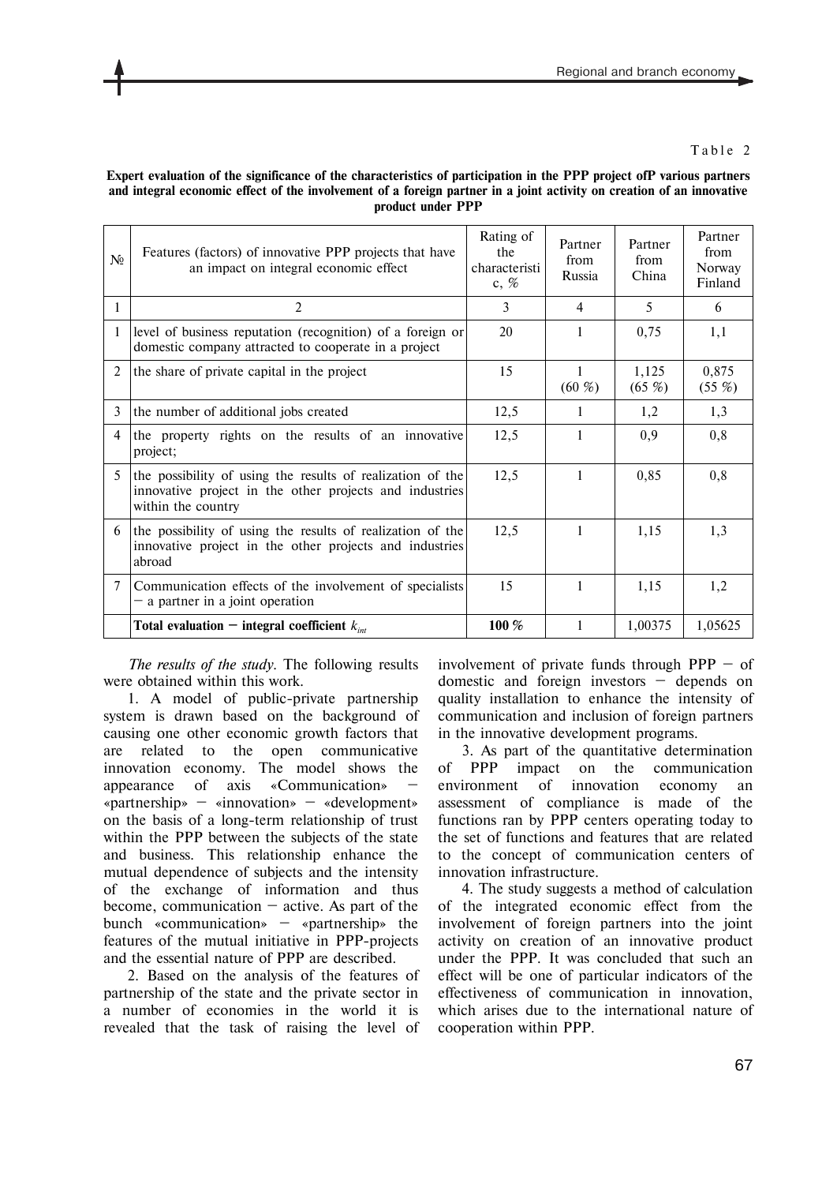Table 2

**Expert evaluation of the significance of the characteristics of participation in the PPP project ofP various partners and integral economic effect of the involvement of a foreign partner in a joint activity on creation of an innovative product under PPP**

| № | Features (factors) of innovative PPP projects that have an impact on integral economic effect | Rating of the characteristic, % | Partner from Russia | Partner from China | Partner from Norway Finland |
|---|---|---|---|---|---|
| 1 | 2 | 3 | 4 | 5 | 6 |
| 1 | level of business reputation (recognition) of a foreign or domestic company attracted to cooperate in a project | 20 | 1 | 0,75 | 1,1 |
| 2 | the share of private capital in the project | 15 | 1 (60 %) | 1,125 (65 %) | 0,875 (55 %) |
| 3 | the number of additional jobs created | 12,5 | 1 | 1,2 | 1,3 |
| 4 | the property rights on the results of an innovative project; | 12,5 | 1 | 0,9 | 0,8 |
| 5 | the possibility of using the results of realization of the innovative project in the other projects and industries within the country | 12,5 | 1 | 0,85 | 0,8 |
| 6 | the possibility of using the results of realization of the innovative project in the other projects and industries abroad | 12,5 | 1 | 1,15 | 1,3 |
| 7 | Communication effects of the involvement of specialists – a partner in a joint operation | 15 | 1 | 1,15 | 1,2 |
| | **Total evaluation – integral coefficient $k_{int}$** | **100 %** | 1 | 1,00375 | 1,05625 |

*The results of the study.* The following results were obtained within this work.

1. A model of public-private partnership system is drawn based on the background of causing one other economic growth factors that are related to the open communicative innovation economy. The model shows the appearance of axis «Communication» – «partnership» – «innovation» – «development» on the basis of a long-term relationship of trust within the PPP between the subjects of the state and business. This relationship enhance the mutual dependence of subjects and the intensity of the exchange of information and thus become, communication – active. As part of the bunch «communication» – «partnership» the features of the mutual initiative in PPP-projects and the essential nature of PPP are described.

2. Based on the analysis of the features of partnership of the state and the private sector in a number of economies in the world it is revealed that the task of raising the level of involvement of private funds through PPP – of domestic and foreign investors – depends on quality installation to enhance the intensity of communication and inclusion of foreign partners in the innovative development programs.

3. As part of the quantitative determination of PPP impact on the communication environment of innovation economy an assessment of compliance is made of the functions ran by PPP centers operating today to the set of functions and features that are related to the concept of communication centers of innovation infrastructure.

4. The study suggests a method of calculation of the integrated economic effect from the involvement of foreign partners into the joint activity on creation of an innovative product under the PPP. It was concluded that such an effect will be one of particular indicators of the effectiveness of communication in innovation, which arises due to the international nature of cooperation within PPP.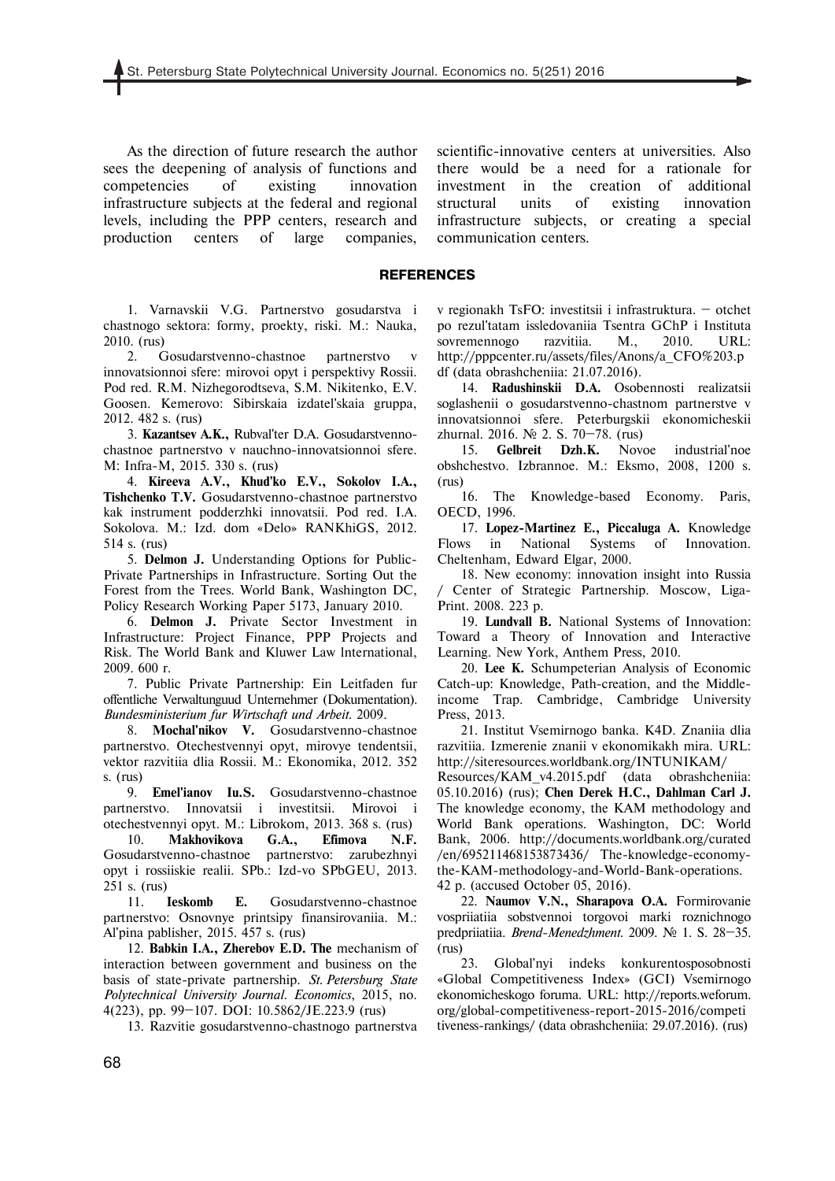As the direction of future research the author sees the deepening of analysis of functions and competencies of existing innovation infrastructure subjects at the federal and regional levels, including the PPP centers, research and production centers of large companies, scientific-innovative centers at universities. Also there would be a need for a rationale for investment in the creation of additional structural units of existing innovation infrastructure subjects, or creating a special communication centers.

## REFERENCES

1. Varnavskii V.G. Partnerstvo gosudarstva i chastnogo sektora: formy, proekty, riski. M.: Nauka, 2010. (rus)

2. Gosudarstvenno-chastnoe partnerstvo v innovatsionnoi sfere: mirovoi opyt i perspektivy Rossii. Pod red. R.M. Nizhegorodtseva, S.M. Nikitenko, E.V. Goosen. Kemerovo: Sibirskaia izdatel'skaia gruppa, 2012. 482 s. (rus)

3. **Kazantsev A.K.,** Rubval'ter D.A. Gosudarstvenno-chastnoe partnerstvo v nauchno-innovatsionnoi sfere. M: Infra-M, 2015. 330 s. (rus)

4. **Kireeva A.V., Khud'ko E.V., Sokolov I.A., Tishchenko T.V.** Gosudarstvenno-chastnoe partnerstvo kak instrument podderzhki innovatsii. Pod red. I.A. Sokolova. M.: Izd. dom «Delo» RANKhiGS, 2012. 514 s. (rus)

5. **Delmon J.** Understanding Options for Public-Private Partnerships in Infrastructure. Sorting Out the Forest from the Trees. World Bank, Washington DC, Policy Research Working Paper 5173, January 2010.

6. **Delmon J.** Private Sector Investment in Infrastructure: Project Finance, PPP Projects and Risk. The World Bank and Kluwer Law International, 2009. 600 r.

7. Public Private Partnership: Ein Leitfaden fur offentliche Verwaltunguud Unternehmer (Dokumentation). *Bundesministerium fur Wirtschaft und Arbeit.* 2009.

8. **Mochal'nikov V.** Gosudarstvenno-chastnoe partnerstvo. Otechestvennyi opyt, mirovye tendentsii, vektor razvitiia dlia Rossii. M.: Ekonomika, 2012. 352 s. (rus)

9. **Emel'ianov Iu.S.** Gosudarstvenno-chastnoe partnerstvo. Innovatsii i investitsii. Mirovoi i otechestvennyi opyt. M.: Librokom, 2013. 368 s. (rus)

10. **Makhovikova G.A., Efimova N.F.** Gosudarstvenno-chastnoe partnerstvo: zarubezhnyi opyt i rossiiskie realii. SPb.: Izd-vo SPbGEU, 2013. 251 s. (rus)

11. **Ieskomb E.** Gosudarstvenno-chastnoe partnerstvo: Osnovnye printsipy finansirovaniia. M.: Al'pina pablisher, 2015. 457 s. (rus)

12. **Babkin I.A., Zherebov E.D. The** mechanism of interaction between government and business on the basis of state-private partnership. *St. Petersburg State Polytechnical University Journal. Economics*, 2015, no. 4(223), pp. 99–107. DOI: 10.5862/JE.223.9 (rus)

13. Razvitie gosudarstvenno-chastnogo partnerstva v regionakh TsFO: investitsii i infrastruktura. – otchet po rezul'tatam issledovaniia Tsentra GChP i Instituta sovremennogo razvitiia. M., 2010. URL: http://pppcenter.ru/assets/files/Anons/a_CFO%203.pdf (data obrashcheniia: 21.07.2016).

14. **Radushinskii D.A.** Osobennosti realizatsii soglashenii o gosudarstvenno-chastnom partnerstve v innovatsionnoi sfere. Peterburgskii ekonomicheskii zhurnal. 2016. № 2. S. 70–78. (rus)

15. **Gelbreit Dzh.K.** Novoe industrial'noe obshchestvo. Izbrannoe. M.: Eksmo, 2008, 1200 s. (rus)

16. The Knowledge-based Economy. Paris, OECD, 1996.

17. **Lopez-Martinez E., Piccaluga A.** Knowledge Flows in National Systems of Innovation. Cheltenham, Edward Elgar, 2000.

18. New economy: innovation insight into Russia / Center of Strategic Partnership. Moscow, Liga-Print. 2008. 223 p.

19. **Lundvall B.** National Systems of Innovation: Toward a Theory of Innovation and Interactive Learning. New York, Anthem Press, 2010.

20. **Lee K.** Schumpeterian Analysis of Economic Catch-up: Knowledge, Path-creation, and the Middle-income Trap. Cambridge, Cambridge University Press, 2013.

21. Institut Vsemirnogo banka. K4D. Znaniia dlia razvitiia. Izmerenie znanii v ekonomikakh mira. URL: http://siteresources.worldbank.org/INTUNIKAM/Resources/KAM_v4.2015.pdf (data obrashcheniia: 05.10.2016) (rus); **Chen Derek H.C., Dahlman Carl J.** The knowledge economy, the KAM methodology and World Bank operations. Washington, DC: World Bank, 2006. http://documents.worldbank.org/curated/en/695211468153873436/ The-knowledge-economy-the-KAM-methodology-and-World-Bank-operations. 42 p. (accused October 05, 2016).

22. **Naumov V.N., Sharapova O.A.** Formirovanie vospriiatiia sobstvennoi torgovoi marki roznichnogo predpriiatiia. *Brend-Menedzhment.* 2009. № 1. S. 28–35. (rus)

23. Global'nyi indeks konkurentosposobnosti «Global Competitiveness Index» (GCI) Vsemirnogo ekonomicheskogo foruma. URL: http://reports.weforum.org/global-competitiveness-report-2015-2016/competitiveness-rankings/ (data obrashcheniia: 29.07.2016). (rus)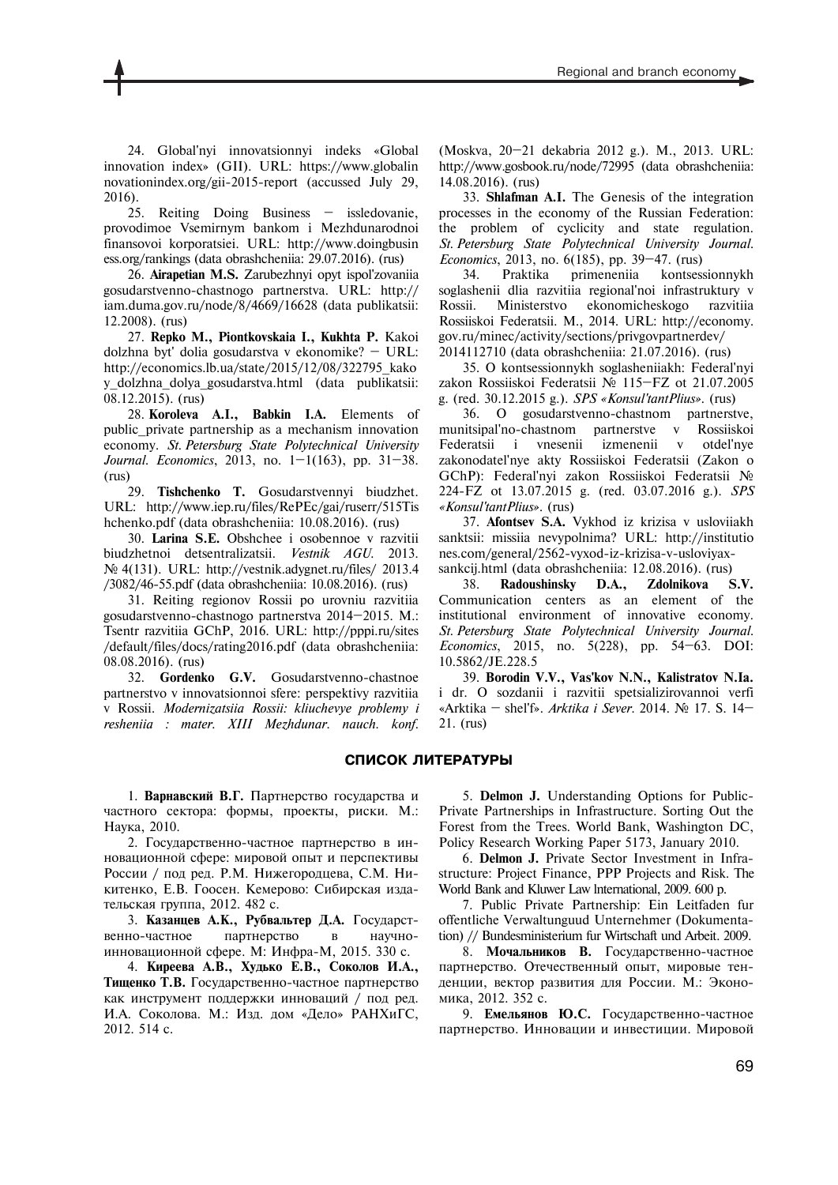24. Global'nyi innovatsionnyi indeks «Global innovation index» (GII). URL: https://www.globalinnovationindex.org/gii-2015-report (accussed July 29, 2016).

25. Reiting Doing Business — issledovanie, provodimoe Vsemirnym bankom i Mezhdunarodnoi finansovoi korporatsiei. URL: http://www.doingbusiness.org/rankings (data obrashcheniia: 29.07.2016). (rus)

26. **Airapetian M.S.** Zarubezhnyi opyt ispol'zovaniia gosudarstvenno-chastnogo partnerstva. URL: http://iam.duma.gov.ru/node/8/4669/16628 (data publikatsii: 12.2008). (rus)

27. **Repko M., Piontkovskaia I., Kukhta P.** Kakoi dolzhna byt' dolia gosudarstva v ekonomike? — URL: http://economics.lb.ua/state/2015/12/08/322795_kakoy_dolzhna_dolya_gosudarstva.html (data publikatsii: 08.12.2015). (rus)

28. **Koroleva A.I., Babkin I.A.** Elements of public_private partnership as a mechanism innovation economy. *St. Petersburg State Polytechnical University Journal. Economics*, 2013, no. 1—1(163), pp. 31—38. (rus)

29. **Tishchenko T.** Gosudarstvennyi biudzhet. URL: http://www.iep.ru/files/RePEc/gai/ruserr/515Tishchenko.pdf (data obrashcheniia: 10.08.2016). (rus)

30. **Larina S.E.** Obshchee i osobennoe v razvitii biudzhetnoi detsentralizatsii. *Vestnik AGU.* 2013. № 4(131). URL: http://vestnik.adygnet.ru/files/ 2013.4/3082/46-55.pdf (data obrashcheniia: 10.08.2016). (rus)

31. Reiting regionov Rossii po urovniu razvitiia gosudarstvenno-chastnogo partnerstva 2014—2015. M.: Tsentr razvitiia GChP, 2016. URL: http://pppi.ru/sites/default/files/docs/rating2016.pdf (data obrashcheniia: 08.08.2016). (rus)

32. **Gordenko G.V.** Gosudarstvenno-chastnoe partnerstvo v innovatsionnoi sfere: perspektivy razvitiia v Rossii. *Modernizatsiia Rossii: kliuchevye problemy i resheniia : mater. XIII Mezhdunar. nauch. konf.* (Moskva, 20—21 dekabria 2012 g.). M., 2013. URL: http://www.gosbook.ru/node/72995 (data obrashcheniia: 14.08.2016). (rus)

33. **Shlafman A.I.** The Genesis of the integration processes in the economy of the Russian Federation: the problem of cyclicity and state regulation. *St. Petersburg State Polytechnical University Journal. Economics*, 2013, no. 6(185), pp. 39—47. (rus)

34. Praktika primeneniia kontsessionnykh soglashenii dlia razvitiia regional'noi infrastruktury v Rossii. Ministerstvo ekonomicheskogo razvitiia Rossiiskoi Federatsii. M., 2014. URL: http://economy.gov.ru/minec/activity/sections/privgovpartnerdev/2014112710 (data obrashcheniia: 21.07.2016). (rus)

35. O kontsessionnykh soglasheniiakh: Federal'nyi zakon Rossiiskoi Federatsii № 115—FZ ot 21.07.2005 g. (red. 30.12.2015 g.). *SPS «Konsul'tantPlius».* (rus)

36. O gosudarstvenno-chastnom partnerstve, munitsipal'no-chastnom partnerstve v Rossiiskoi Federatsii i vnesenii izmenenii v otdel'nye zakonodatel'nye akty Rossiiskoi Federatsii (Zakon o GChP): Federal'nyi zakon Rossiiskoi Federatsii № 224-FZ ot 13.07.2015 g. (red. 03.07.2016 g.). *SPS «Konsul'tantPlius».* (rus)

37. **Afontsev S.A.** Vykhod iz krizisa v usloviiakh sanktsii: missiia nevypolnima? URL: http://institutiones.com/general/2562-vyxod-iz-krizisa-v-usloviyax-sankcij.html (data obrashcheniia: 12.08.2016). (rus)

38. **Radoushinsky D.A., Zdolnikova S.V.** Communication centers as an element of the institutional environment of innovative economy. *St. Petersburg State Polytechnical University Journal. Economics*, 2015, no. 5(228), pp. 54—63. DOI: 10.5862/JE.228.5

39. **Borodin V.V., Vas'kov N.N., Kalistratov N.Ia.** i dr. O sozdanii i razvitii spetsializirovannoi verfi «Arktika — shel'f». *Arktika i Sever.* 2014. № 17. S. 14—21. (rus)

## СПИСОК ЛИТЕРАТУРЫ

1. **Варнавский В.Г.** Партнерство государства и частного сектора: формы, проекты, риски. М.: Наука, 2010.

2. Государственно-частное партнерство в инновационной сфере: мировой опыт и перспективы России / под ред. Р.М. Нижегородцева, С.М. Никитенко, Е.В. Гоосен. Кемерово: Сибирская издательская группа, 2012. 482 с.

3. **Казанцев А.К., Рубвальтер Д.А.** Государственно-частное партнерство в научно-инновационной сфере. М: Инфра-М, 2015. 330 с.

4. **Киреева А.В., Худько Е.В., Соколов И.А., Тищенко Т.В.** Государственно-частное партнерство как инструмент поддержки инноваций / под ред. И.А. Соколова. М.: Изд. дом «Дело» РАНХиГС, 2012. 514 с.

5. **Delmon J.** Understanding Options for Public-Private Partnerships in Infrastructure. Sorting Out the Forest from the Trees. World Bank, Washington DC, Policy Research Working Paper 5173, January 2010.

6. **Delmon J.** Private Sector Investment in Infrastructure: Project Finance, PPP Projects and Risk. The World Bank and Kluwer Law International, 2009. 600 p.

7. Public Private Partnership: Ein Leitfaden fur offentliche Verwaltunguud Unternehmer (Dokumentation) // Bundesministerium fur Wirtschaft und Arbeit. 2009.

8. **Мочальников В.** Государственно-частное партнерство. Отечественный опыт, мировые тенденции, вектор развития для России. М.: Экономика, 2012. 352 с.

9. **Емельянов Ю.С.** Государственно-частное партнерство. Инновации и инвестиции. Мировой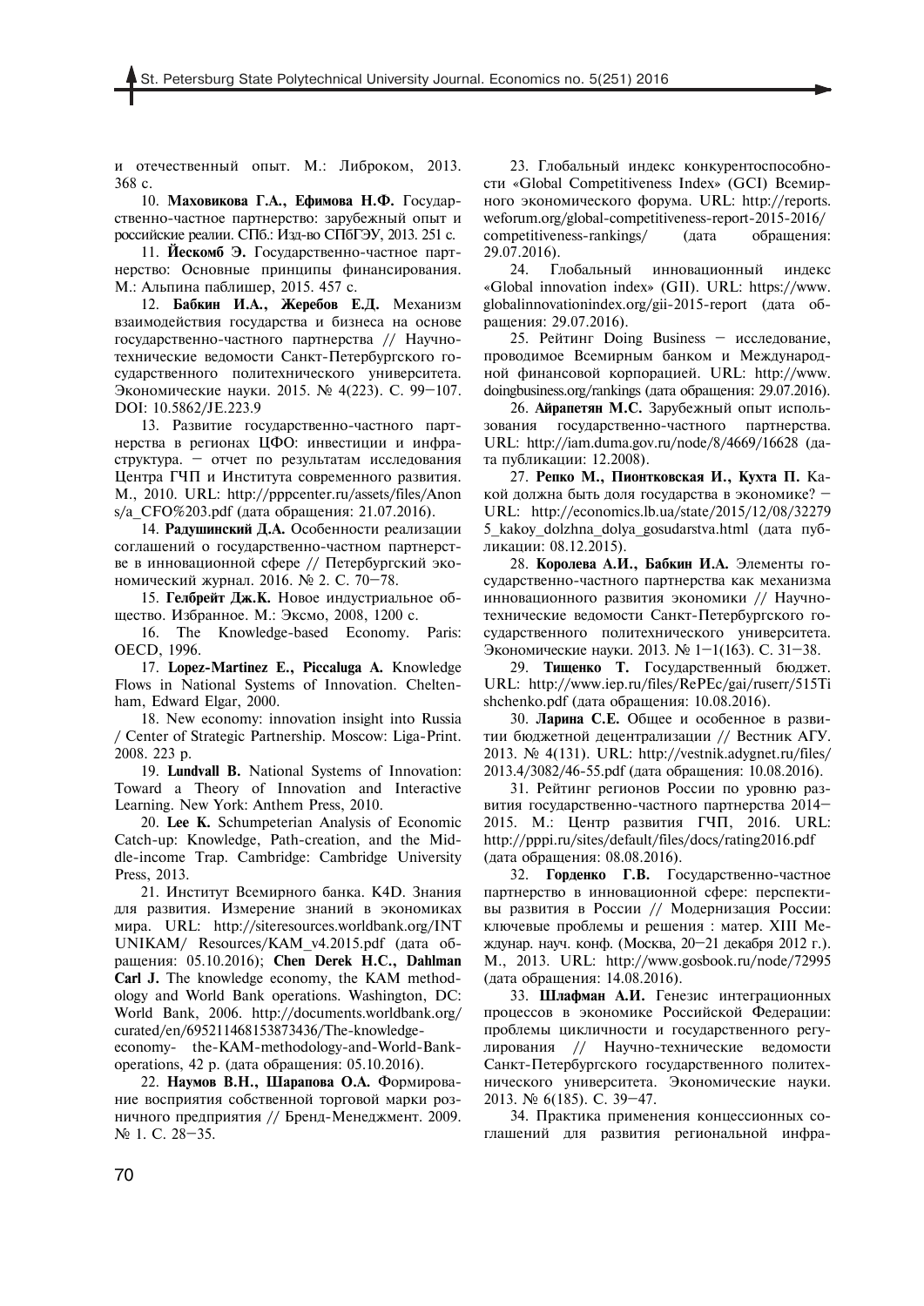и отечественный опыт. М.: Либроком, 2013. 368 с.

10. **Маховикова Г.А., Ефимова Н.Ф.** Государственно-частное партнерство: зарубежный опыт и российские реалии. СПб.: Изд-во СПбГЭУ, 2013. 251 с.

11. **Йескомб Э.** Государственно-частное партнерство: Основные принципы финансирования. М.: Альпина паблишер, 2015. 457 с.

12. **Бабкин И.А., Жеребов Е.Д.** Механизм взаимодействия государства и бизнеса на основе государственно-частного партнерства // Научно-технические ведомости Санкт-Петербургского государственного политехнического университета. Экономические науки. 2015. № 4(223). С. 99–107. DOI: 10.5862/JE.223.9

13. Развитие государственно-частного партнерства в регионах ЦФО: инвестиции и инфраструктура. – отчет по результатам исследования Центра ГЧП и Института современного развития. М., 2010. URL: http://pppcenter.ru/assets/files/Anons/a_CFO%203.pdf (дата обращения: 21.07.2016).

14. **Радушинский Д.А.** Особенности реализации соглашений о государственно-частном партнерстве в инновационной сфере // Петербургский экономический журнал. 2016. № 2. С. 70–78.

15. **Гелбрейт Дж.К.** Новое индустриальное общество. Избранное. М.: Эксмо, 2008, 1200 с.

16. The Knowledge-based Economy. Paris: OECD, 1996.

17. **Lopez-Martinez E., Piccaluga A.** Knowledge Flows in National Systems of Innovation. Cheltenham, Edward Elgar, 2000.

18. New economy: innovation insight into Russia / Center of Strategic Partnership. Moscow: Liga-Print. 2008. 223 p.

19. **Lundvall B.** National Systems of Innovation: Toward a Theory of Innovation and Interactive Learning. New York: Anthem Press, 2010.

20. **Lee K.** Schumpeterian Analysis of Economic Catch-up: Knowledge, Path-creation, and the Middle-income Trap. Cambridge: Cambridge University Press, 2013.

21. Институт Всемирного банка. K4D. Знания для развития. Измерение знаний в экономиках мира. URL: http://siteresources.worldbank.org/INTUNIKAM/ Resources/KAM_v4.2015.pdf (дата обращения: 05.10.2016); **Chen Derek H.C., Dahlman Carl J.** The knowledge economy, the KAM methodology and World Bank operations. Washington, DC: World Bank, 2006. http://documents.worldbank.org/curated/en/695211468153873436/The-knowledge-economy- the-KAM-methodology-and-World-Bank-operations, 42 p. (дата обращения: 05.10.2016).

22. **Наумов В.Н., Шарапова О.А.** Формирование восприятия собственной торговой марки розничного предприятия // Бренд-Менеджмент. 2009. № 1. С. 28–35.

23. Глобальный индекс конкурентоспособности «Global Competitiveness Index» (GCI) Всемирного экономического форума. URL: http://reports.weforum.org/global-competitiveness-report-2015-2016/competitiveness-rankings/ (дата обращения: 29.07.2016).

24. Глобальный инновационный индекс «Global innovation index» (GII). URL: https://www.globalinnovationindex.org/gii-2015-report (дата обращения: 29.07.2016).

25. Рейтинг Doing Business – исследование, проводимое Всемирным банком и Международной финансовой корпорацией. URL: http://www.doingbusiness.org/rankings (дата обращения: 29.07.2016).

26. **Айрапетян М.С.** Зарубежный опыт использования государственно-частного партнерства. URL: http://iam.duma.gov.ru/node/8/4669/16628 (дата публикации: 12.2008).

27. **Репко М., Пионтковская И., Кухта П.** Какой должна быть доля государства в экономике? – URL: http://economics.lb.ua/state/2015/12/08/322795_kakoy_dolzhna_dolya_gosudarstva.html (дата публикации: 08.12.2015).

28. **Королева А.И., Бабкин И.А.** Элементы государственно-частного партнерства как механизма инновационного развития экономики // Научно-технические ведомости Санкт-Петербургского государственного политехнического университета. Экономические науки. 2013. № 1–1(163). С. 31–38.

29. **Тищенко Т.** Государственный бюджет. URL: http://www.iep.ru/files/RePEc/gai/ruserr/515Tishchenko.pdf (дата обращения: 10.08.2016).

30. **Ларина С.Е.** Общее и особенное в развитии бюджетной децентрализации // Вестник АГУ. 2013. № 4(131). URL: http://vestnik.adygnet.ru/files/2013.4/3082/46-55.pdf (дата обращения: 10.08.2016).

31. Рейтинг регионов России по уровню развития государственно-частного партнерства 2014–2015. М.: Центр развития ГЧП, 2016. URL: http://pppi.ru/sites/default/files/docs/rating2016.pdf (дата обращения: 08.08.2016).

32. **Горденко Г.В.** Государственно-частное партнерство в инновационной сфере: перспективы развития в России // Модернизация России: ключевые проблемы и решения : матер. XIII Междунар. науч. конф. (Москва, 20–21 декабря 2012 г.). М., 2013. URL: http://www.gosbook.ru/node/72995 (дата обращения: 14.08.2016).

33. **Шлафман А.И.** Генезис интеграционных процессов в экономике Российской Федерации: проблемы цикличности и государственного регулирования // Научно-технические ведомости Санкт-Петербургского государственного политехнического университета. Экономические науки. 2013. № 6(185). С. 39–47.

34. Практика применения концессионных соглашений для развития региональной инфра-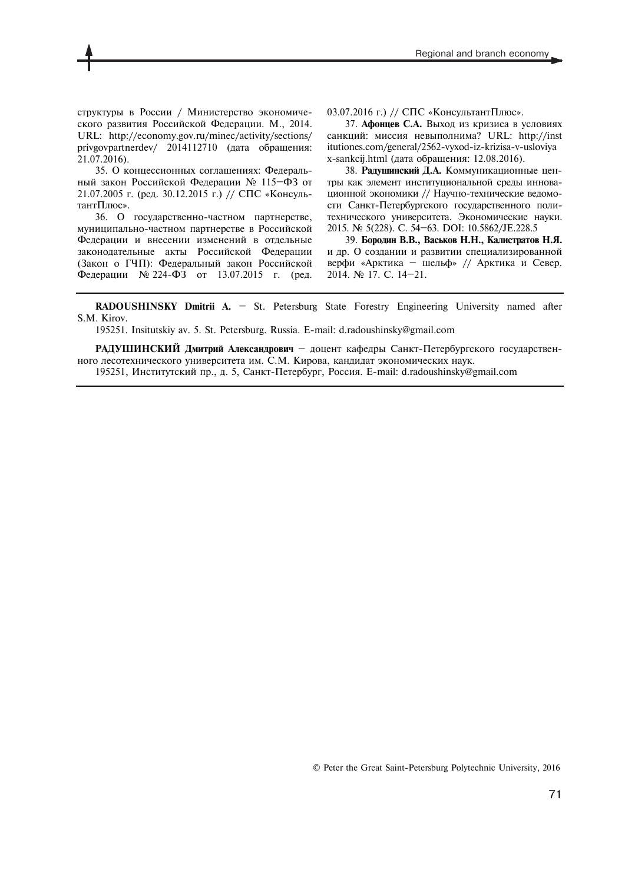структуры в России / Министерство экономического развития Российской Федерации. М., 2014. URL: http://economy.gov.ru/minec/activity/sections/privgovpartnerdev/ 2014112710 (дата обращения: 21.07.2016).

35. О концессионных соглашениях: Федеральный закон Российской Федерации № 115–ФЗ от 21.07.2005 г. (ред. 30.12.2015 г.) // СПС «КонсультантПлюс».

36. О государственно-частном партнерстве, муниципально-частном партнерстве в Российской Федерации и внесении изменений в отдельные законодательные акты Российской Федерации (Закон о ГЧП): Федеральный закон Российской Федерации № 224-ФЗ от 13.07.2015 г. (ред. 03.07.2016 г.) // СПС «КонсультантПлюс».

37. **Афонцев С.А.** Выход из кризиса в условиях санкций: миссия невыполнима? URL: http://institutiones.com/general/2562-vyxod-iz-krizisa-v-usloviyax-sankcij.html (дата обращения: 12.08.2016).

38. **Радушинский Д.А.** Коммуникационные центры как элемент институциональной среды инновационной экономики // Научно-технические ведомости Санкт-Петербургского государственного политехнического университета. Экономические науки. 2015. № 5(228). С. 54–63. DOI: 10.5862/JE.228.5

39. **Бородин В.В., Васьков Н.Н., Калистратов Н.Я.** и др. О создании и развитии специализированной верфи «Арктика – шельф» // Арктика и Север. 2014. № 17. С. 14–21.

---

**RADOUSHINSKY Dmitrii A.** – St. Petersburg State Forestry Engineering University named after S.M. Kirov.

195251. Insitutskiy av. 5. St. Petersburg. Russia. E-mail: d.radoushinsky@gmail.com

**РАДУШИНСКИЙ Дмитрий Александрович** – доцент кафедры Санкт-Петербургского государственного лесотехнического университета им. С.М. Кирова, кандидат экономических наук.

195251, Институтский пр., д. 5, Санкт-Петербург, Россия. E-mail: d.radoushinsky@gmail.com

---

© Peter the Great Saint-Petersburg Polytechnic University, 2016